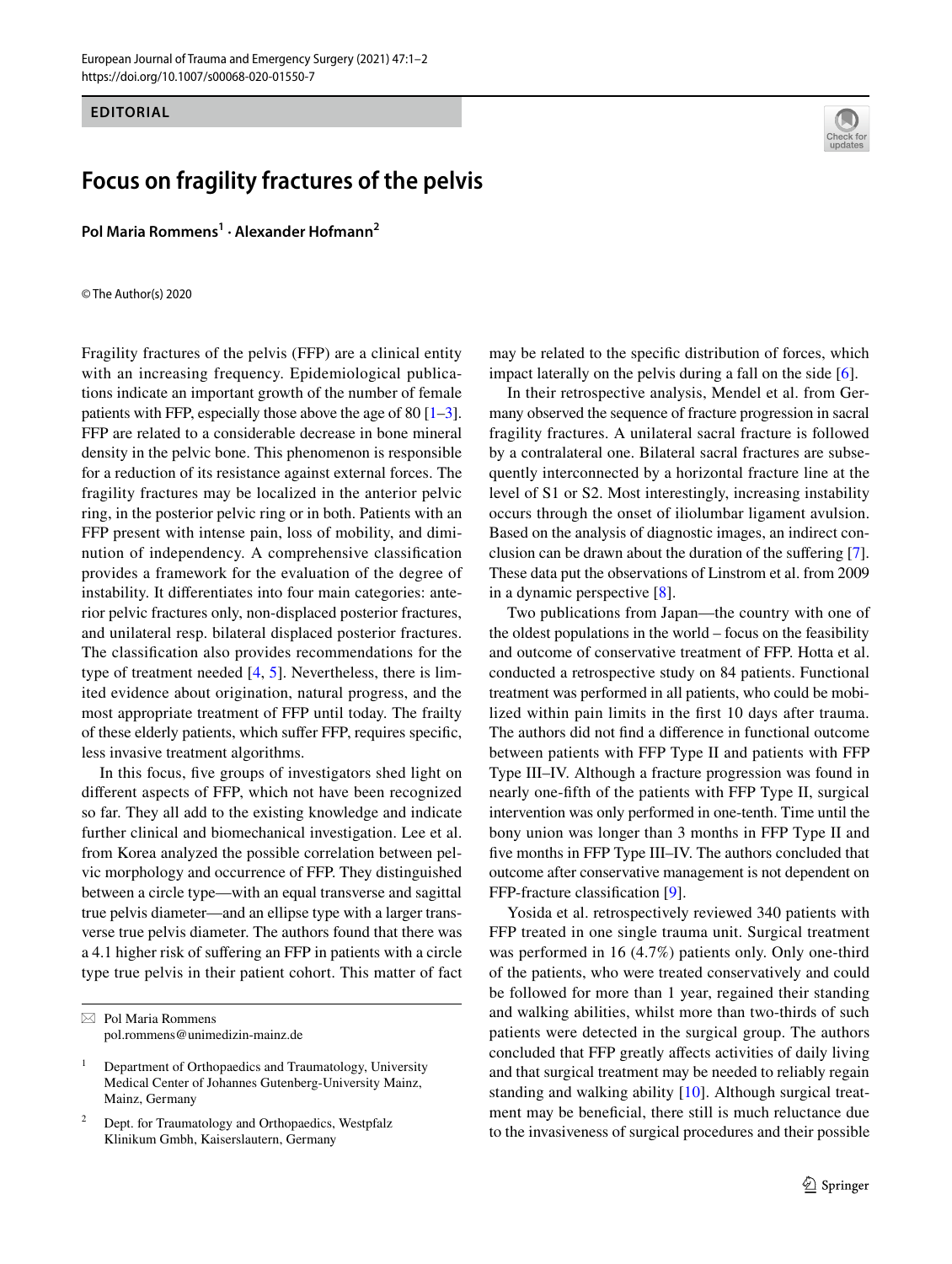EDITORIAL

# Focus on fragility fractures of the pelvis

**Pol Maria Rommens[1] · Alexander Hofmann[2]**

© The Author(s) 2020

Fragility fractures of the pelvis (FFP) are a clinical entity with an increasing frequency. Epidemiological publications indicate an important growth of the number of female patients with FFP, especially those above the age of 80 [1–3]. FFP are related to a considerable decrease in bone mineral density in the pelvic bone. This phenomenon is responsible for a reduction of its resistance against external forces. The fragility fractures may be localized in the anterior pelvic ring, in the posterior pelvic ring or in both. Patients with an FFP present with intense pain, loss of mobility, and diminution of independency. A comprehensive classification provides a framework for the evaluation of the degree of instability. It differentiates into four main categories: anterior pelvic fractures only, non-displaced posterior fractures, and unilateral resp. bilateral displaced posterior fractures. The classification also provides recommendations for the type of treatment needed [4, 5]. Nevertheless, there is limited evidence about origination, natural progress, and the most appropriate treatment of FFP until today. The frailty of these elderly patients, which suffer FFP, requires specific, less invasive treatment algorithms.

In this focus, five groups of investigators shed light on different aspects of FFP, which not have been recognized so far. They all add to the existing knowledge and indicate further clinical and biomechanical investigation. Lee et al. from Korea analyzed the possible correlation between pelvic morphology and occurrence of FFP. They distinguished between a circle type—with an equal transverse and sagittal true pelvis diameter—and an ellipse type with a larger transverse true pelvis diameter. The authors found that there was a 4.1 higher risk of suffering an FFP in patients with a circle type true pelvis in their patient cohort. This matter of fact may be related to the specific distribution of forces, which impact laterally on the pelvis during a fall on the side [6].

In their retrospective analysis, Mendel et al. from Germany observed the sequence of fracture progression in sacral fragility fractures. A unilateral sacral fracture is followed by a contralateral one. Bilateral sacral fractures are subsequently interconnected by a horizontal fracture line at the level of S1 or S2. Most interestingly, increasing instability occurs through the onset of iliolumbar ligament avulsion. Based on the analysis of diagnostic images, an indirect conclusion can be drawn about the duration of the suffering [7]. These data put the observations of Linstrom et al. from 2009 in a dynamic perspective [8].

Two publications from Japan—the country with one of the oldest populations in the world – focus on the feasibility and outcome of conservative treatment of FFP. Hotta et al. conducted a retrospective study on 84 patients. Functional treatment was performed in all patients, who could be mobilized within pain limits in the first 10 days after trauma. The authors did not find a difference in functional outcome between patients with FFP Type II and patients with FFP Type III–IV. Although a fracture progression was found in nearly one-fifth of the patients with FFP Type II, surgical intervention was only performed in one-tenth. Time until the bony union was longer than 3 months in FFP Type II and five months in FFP Type III–IV. The authors concluded that outcome after conservative management is not dependent on FFP-fracture classification [9].

Yosida et al. retrospectively reviewed 340 patients with FFP treated in one single trauma unit. Surgical treatment was performed in 16 (4.7%) patients only. Only one-third of the patients, who were treated conservatively and could be followed for more than 1 year, regained their standing and walking abilities, whilst more than two-thirds of such patients were detected in the surgical group. The authors concluded that FFP greatly affects activities of daily living and that surgical treatment may be needed to reliably regain standing and walking ability [10]. Although surgical treatment may be beneficial, there still is much reluctance due to the invasiveness of surgical procedures and their possible

✉ Pol Maria Rommens
pol.rommens@unimedizin-mainz.de

[1] Department of Orthopaedics and Traumatology, University Medical Center of Johannes Gutenberg-University Mainz, Mainz, Germany

[2] Dept. for Traumatology and Orthopaedics, Westpfalz Klinikum Gmbh, Kaiserslautern, Germany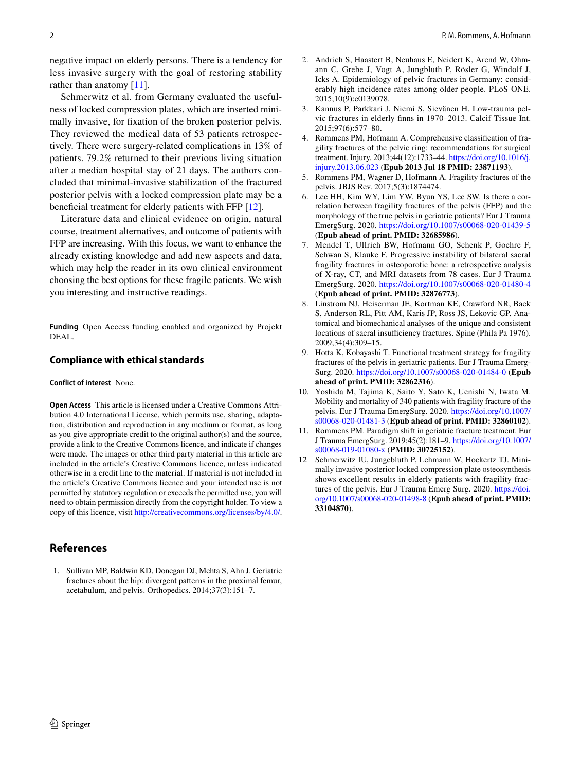negative impact on elderly persons. There is a tendency for less invasive surgery with the goal of restoring stability rather than anatomy [11].

Schmerwitz et al. from Germany evaluated the usefulness of locked compression plates, which are inserted minimally invasive, for fixation of the broken posterior pelvis. They reviewed the medical data of 53 patients retrospectively. There were surgery-related complications in 13% of patients. 79.2% returned to their previous living situation after a median hospital stay of 21 days. The authors concluded that minimal-invasive stabilization of the fractured posterior pelvis with a locked compression plate may be a beneficial treatment for elderly patients with FFP [12].

Literature data and clinical evidence on origin, natural course, treatment alternatives, and outcome of patients with FFP are increasing. With this focus, we want to enhance the already existing knowledge and add new aspects and data, which may help the reader in its own clinical environment choosing the best options for these fragile patients. We wish you interesting and instructive readings.

**Funding** Open Access funding enabled and organized by Projekt DEAL.

## Compliance with ethical standards

**Conflict of interest** None.

**Open Access** This article is licensed under a Creative Commons Attribution 4.0 International License, which permits use, sharing, adaptation, distribution and reproduction in any medium or format, as long as you give appropriate credit to the original author(s) and the source, provide a link to the Creative Commons licence, and indicate if changes were made. The images or other third party material in this article are included in the article's Creative Commons licence, unless indicated otherwise in a credit line to the material. If material is not included in the article's Creative Commons licence and your intended use is not permitted by statutory regulation or exceeds the permitted use, you will need to obtain permission directly from the copyright holder. To view a copy of this licence, visit http://creativecommons.org/licenses/by/4.0/.

## References

1. Sullivan MP, Baldwin KD, Donegan DJ, Mehta S, Ahn J. Geriatric fractures about the hip: divergent patterns in the proximal femur, acetabulum, and pelvis. Orthopedics. 2014;37(3):151–7.
2. Andrich S, Haastert B, Neuhaus E, Neidert K, Arend W, Ohmann C, Grebe J, Vogt A, Jungbluth P, Rösler G, Windolf J, Icks A. Epidemiology of pelvic fractures in Germany: considerably high incidence rates among older people. PLoS ONE. 2015;10(9):e0139078.
3. Kannus P, Parkkari J, Niemi S, Sievänen H. Low-trauma pelvic fractures in elderly finns in 1970–2013. Calcif Tissue Int. 2015;97(6):577–80.
4. Rommens PM, Hofmann A. Comprehensive classification of fragility fractures of the pelvic ring: recommendations for surgical treatment. Injury. 2013;44(12):1733–44. https://doi.org/10.1016/j.injury.2013.06.023 (**Epub 2013 Jul 18 PMID: 23871193**).
5. Rommens PM, Wagner D, Hofmann A. Fragility fractures of the pelvis. JBJS Rev. 2017;5(3):1874474.
6. Lee HH, Kim WY, Lim YW, Byun YS, Lee SW. Is there a correlation between fragility fractures of the pelvis (FFP) and the morphology of the true pelvis in geriatric patients? Eur J Trauma EmergSurg. 2020. https://doi.org/10.1007/s00068-020-01439-5 (**Epub ahead of print. PMID: 32685986**).
7. Mendel T, Ullrich BW, Hofmann GO, Schenk P, Goehre F, Schwan S, Klauke F. Progressive instability of bilateral sacral fragility fractures in osteoporotic bone: a retrospective analysis of X-ray, CT, and MRI datasets from 78 cases. Eur J Trauma EmergSurg. 2020. https://doi.org/10.1007/s00068-020-01480-4 (**Epub ahead of print. PMID: 32876773**).
8. Linstrom NJ, Heiserman JE, Kortman KE, Crawford NR, Baek S, Anderson RL, Pitt AM, Karis JP, Ross JS, Lekovic GP. Anatomical and biomechanical analyses of the unique and consistent locations of sacral insufficiency fractures. Spine (Phila Pa 1976). 2009;34(4):309–15.
9. Hotta K, Kobayashi T. Functional treatment strategy for fragility fractures of the pelvis in geriatric patients. Eur J Trauma EmergSurg. 2020. https://doi.org/10.1007/s00068-020-01484-0 (**Epub ahead of print. PMID: 32862316**).
10. Yoshida M, Tajima K, Saito Y, Sato K, Uenishi N, Iwata M. Mobility and mortality of 340 patients with fragility fracture of the pelvis. Eur J Trauma EmergSurg. 2020. https://doi.org/10.1007/s00068-020-01481-3 (**Epub ahead of print. PMID: 32860102**).
11. Rommens PM. Paradigm shift in geriatric fracture treatment. Eur J Trauma EmergSurg. 2019;45(2):181–9. https://doi.org/10.1007/s00068-019-01080-x (**PMID: 30725152**).
12. Schmerwitz IU, Jungebluth P, Lehmann W, Hockertz TJ. Minimally invasive posterior locked compression plate osteosynthesis shows excellent results in elderly patients with fragility fractures of the pelvis. Eur J Trauma Emerg Surg. 2020. https://doi.org/10.1007/s00068-020-01498-8 (**Epub ahead of print. PMID: 33104870**).